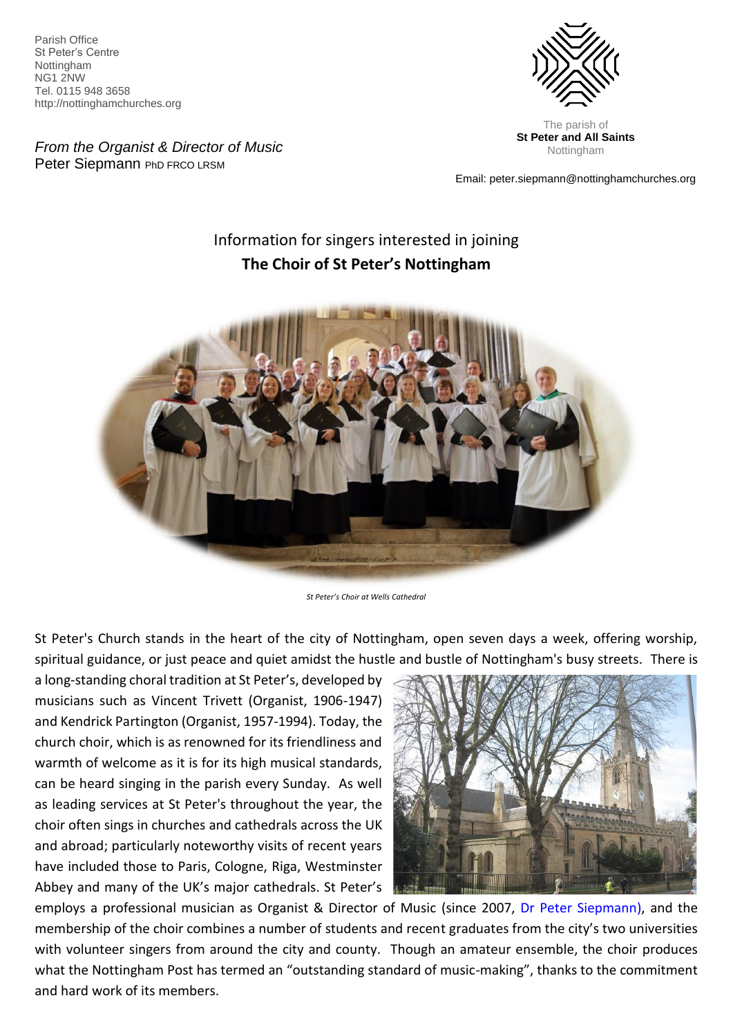Parish Office
St Peter's Centre
Nottingham
NG1 2NW
Tel. 0115 948 3658
http://nottinghamchurches.org

The parish of
**St Peter and All Saints**
Nottingham

*From the Organist & Director of Music*
Peter Siepmann PhD FRCO LRSM

Email: peter.siepmann@nottinghamchurches.org

# Information for singers interested in joining **The Choir of St Peter's Nottingham**

*St Peter's Choir at Wells Cathedral*

St Peter's Church stands in the heart of the city of Nottingham, open seven days a week, offering worship, spiritual guidance, or just peace and quiet amidst the hustle and bustle of Nottingham's busy streets. There is a long-standing choral tradition at St Peter's, developed by musicians such as Vincent Trivett (Organist, 1906-1947) and Kendrick Partington (Organist, 1957-1994). Today, the church choir, which is as renowned for its friendliness and warmth of welcome as it is for its high musical standards, can be heard singing in the parish every Sunday. As well as leading services at St Peter's throughout the year, the choir often sings in churches and cathedrals across the UK and abroad; particularly noteworthy visits of recent years have included those to Paris, Cologne, Riga, Westminster Abbey and many of the UK's major cathedrals. St Peter's employs a professional musician as Organist & Director of Music (since 2007, Dr Peter Siepmann), and the membership of the choir combines a number of students and recent graduates from the city's two universities with volunteer singers from around the city and county. Though an amateur ensemble, the choir produces what the Nottingham Post has termed an "outstanding standard of music-making", thanks to the commitment and hard work of its members.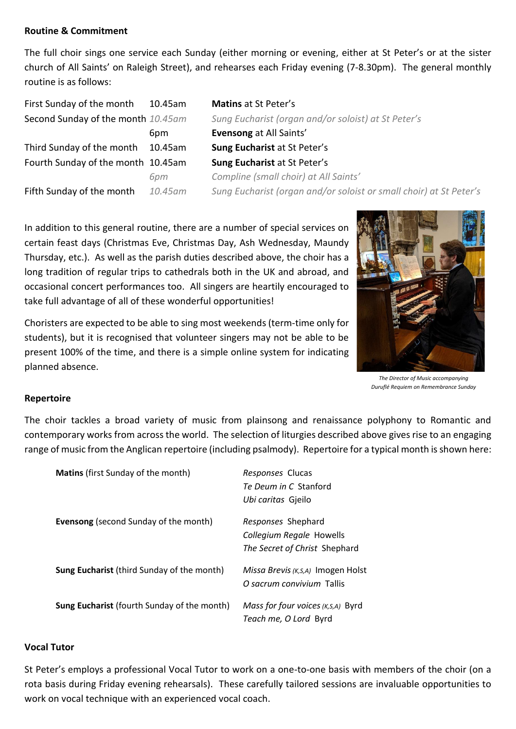**Routine & Commitment**

The full choir sings one service each Sunday (either morning or evening, either at St Peter's or at the sister church of All Saints' on Raleigh Street), and rehearses each Friday evening (7-8.30pm). The general monthly routine is as follows:

| | | |
|---|---|---|
| First Sunday of the month | 10.45am | **Matins** at St Peter's |
| Second Sunday of the month | *10.45am* | *Sung Eucharist (organ and/or soloist) at St Peter's* |
| | 6pm | **Evensong** at All Saints' |
| Third Sunday of the month | 10.45am | **Sung Eucharist** at St Peter's |
| Fourth Sunday of the month | 10.45am | **Sung Eucharist** at St Peter's |
| | *6pm* | *Compline (small choir) at All Saints'* |
| Fifth Sunday of the month | *10.45am* | *Sung Eucharist (organ and/or soloist or small choir) at St Peter's* |

In addition to this general routine, there are a number of special services on certain feast days (Christmas Eve, Christmas Day, Ash Wednesday, Maundy Thursday, etc.). As well as the parish duties described above, the choir has a long tradition of regular trips to cathedrals both in the UK and abroad, and occasional concert performances too. All singers are heartily encouraged to take full advantage of all of these wonderful opportunities!

Choristers are expected to be able to sing most weekends (term-time only for students), but it is recognised that volunteer singers may not be able to be present 100% of the time, and there is a simple online system for indicating planned absence.

*The Director of Music accompanying Duruflé Requiem on Remembrance Sunday*

**Repertoire**

The choir tackles a broad variety of music from plainsong and renaissance polyphony to Romantic and contemporary works from across the world. The selection of liturgies described above gives rise to an engaging range of music from the Anglican repertoire (including psalmody). Repertoire for a typical month is shown here:

| | |
|---|---|
| **Matins** (first Sunday of the month) | *Responses* Clucas<br>*Te Deum in C* Stanford<br>*Ubi caritas* Gjeilo |
| **Evensong** (second Sunday of the month) | *Responses* Shephard<br>*Collegium Regale* Howells<br>*The Secret of Christ* Shephard |
| **Sung Eucharist** (third Sunday of the month) | *Missa Brevis (K,S,A)* Imogen Holst<br>*O sacrum convivium* Tallis |
| **Sung Eucharist** (fourth Sunday of the month) | *Mass for four voices (K,S,A)* Byrd<br>*Teach me, O Lord* Byrd |

**Vocal Tutor**

St Peter's employs a professional Vocal Tutor to work on a one-to-one basis with members of the choir (on a rota basis during Friday evening rehearsals). These carefully tailored sessions are invaluable opportunities to work on vocal technique with an experienced vocal coach.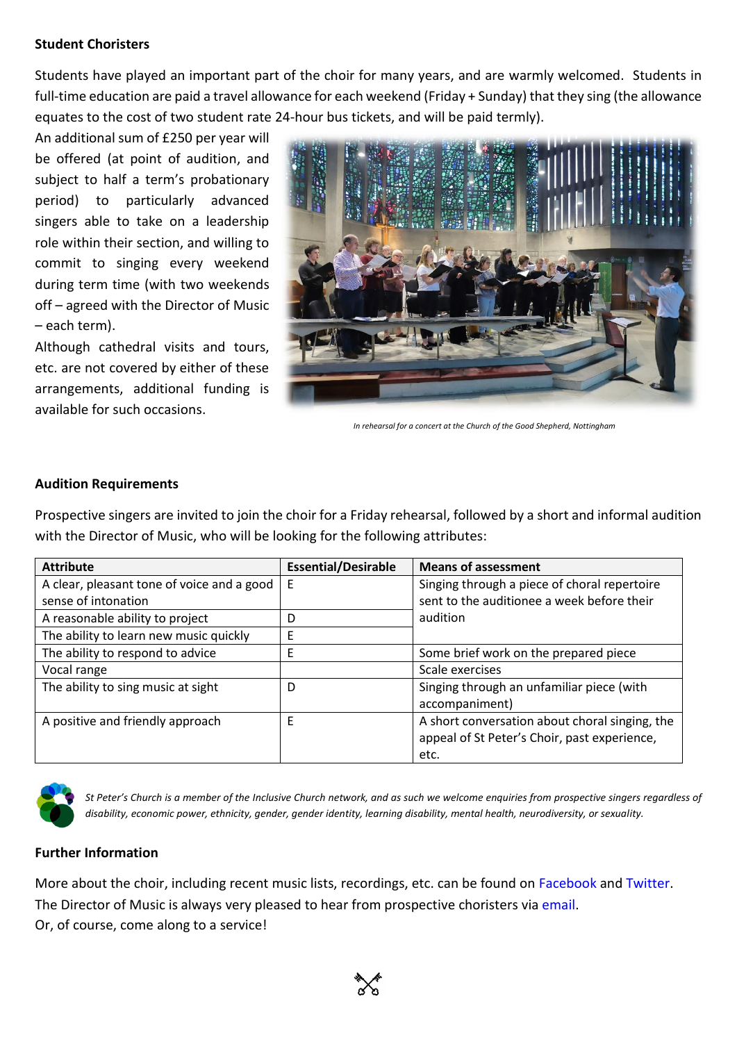**Student Choristers**

Students have played an important part of the choir for many years, and are warmly welcomed. Students in full-time education are paid a travel allowance for each weekend (Friday + Sunday) that they sing (the allowance equates to the cost of two student rate 24-hour bus tickets, and will be paid termly).

An additional sum of £250 per year will be offered (at point of audition, and subject to half a term's probationary period) to particularly advanced singers able to take on a leadership role within their section, and willing to commit to singing every weekend during term time (with two weekends off – agreed with the Director of Music – each term).

Although cathedral visits and tours, etc. are not covered by either of these arrangements, additional funding is available for such occasions.

*In rehearsal for a concert at the Church of the Good Shepherd, Nottingham*

**Audition Requirements**

Prospective singers are invited to join the choir for a Friday rehearsal, followed by a short and informal audition with the Director of Music, who will be looking for the following attributes:

| Attribute | Essential/Desirable | Means of assessment |
|---|---|---|
| A clear, pleasant tone of voice and a good sense of intonation | E | Singing through a piece of choral repertoire sent to the auditionee a week before their audition |
| A reasonable ability to project | D | |
| The ability to learn new music quickly | E | |
| The ability to respond to advice | E | Some brief work on the prepared piece |
| Vocal range | | Scale exercises |
| The ability to sing music at sight | D | Singing through an unfamiliar piece (with accompaniment) |
| A positive and friendly approach | E | A short conversation about choral singing, the appeal of St Peter's Choir, past experience, etc. |

*St Peter's Church is a member of the Inclusive Church network, and as such we welcome enquiries from prospective singers regardless of disability, economic power, ethnicity, gender, gender identity, learning disability, mental health, neurodiversity, or sexuality.*

**Further Information**

More about the choir, including recent music lists, recordings, etc. can be found on Facebook and Twitter.
The Director of Music is always very pleased to hear from prospective choristers via email.
Or, of course, come along to a service!